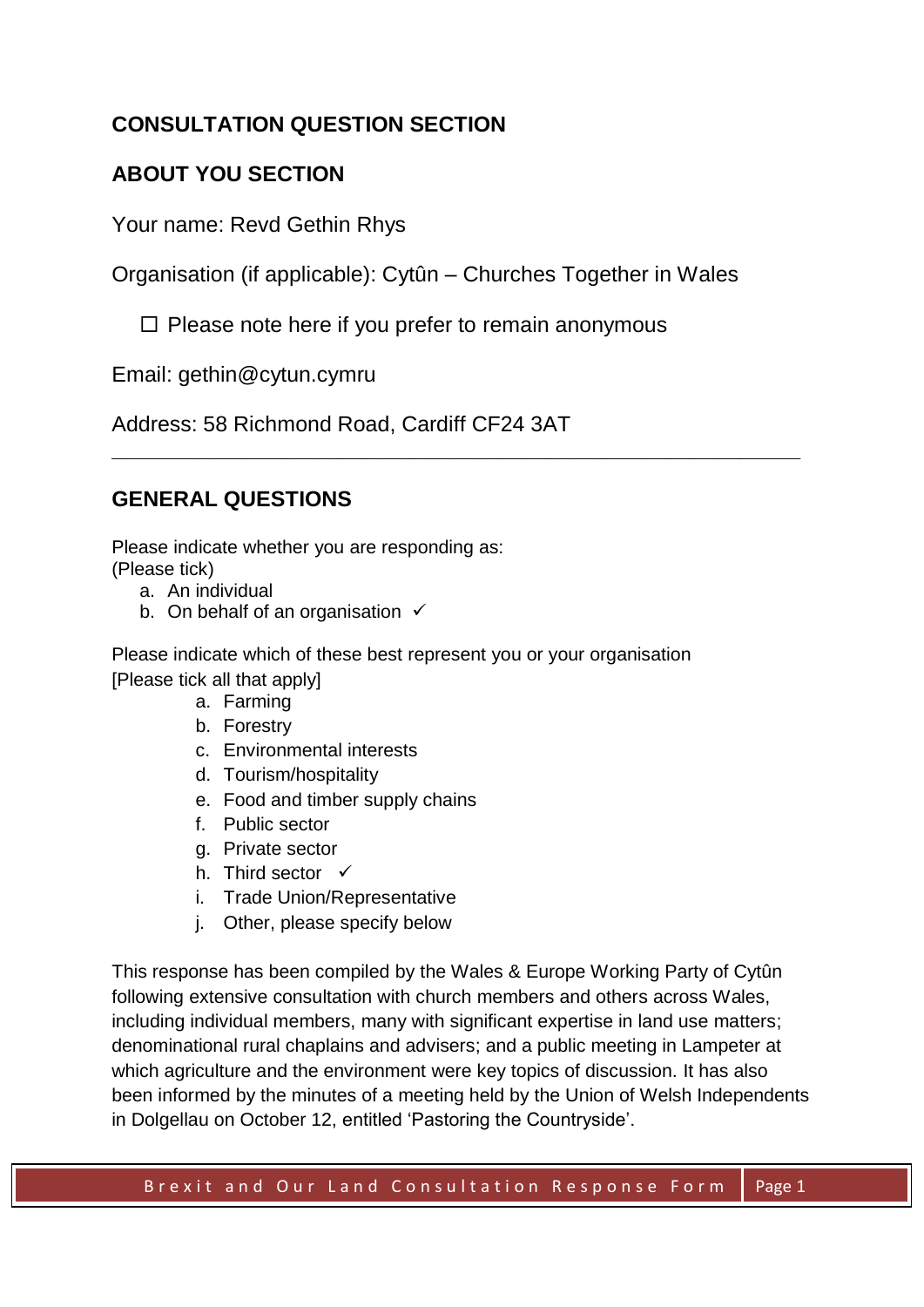## CONSULTATION QUESTION SECTION

## ABOUT YOU SECTION

Your name: Revd Gethin Rhys

Organisation (if applicable): Cytûn – Churches Together in Wales

☐ Please note here if you prefer to remain anonymous

Email: gethin@cytun.cymru

Address: 58 Richmond Road, Cardiff CF24 3AT

---

## GENERAL QUESTIONS

Please indicate whether you are responding as:
(Please tick)

a. An individual
b. On behalf of an organisation ✓

Please indicate which of these best represent you or your organisation
[Please tick all that apply]

a. Farming
b. Forestry
c. Environmental interests
d. Tourism/hospitality
e. Food and timber supply chains
f. Public sector
g. Private sector
h. Third sector ✓
i. Trade Union/Representative
j. Other, please specify below

This response has been compiled by the Wales & Europe Working Party of Cytûn following extensive consultation with church members and others across Wales, including individual members, many with significant expertise in land use matters; denominational rural chaplains and advisers; and a public meeting in Lampeter at which agriculture and the environment were key topics of discussion. It has also been informed by the minutes of a meeting held by the Union of Welsh Independents in Dolgellau on October 12, entitled 'Pastoring the Countryside'.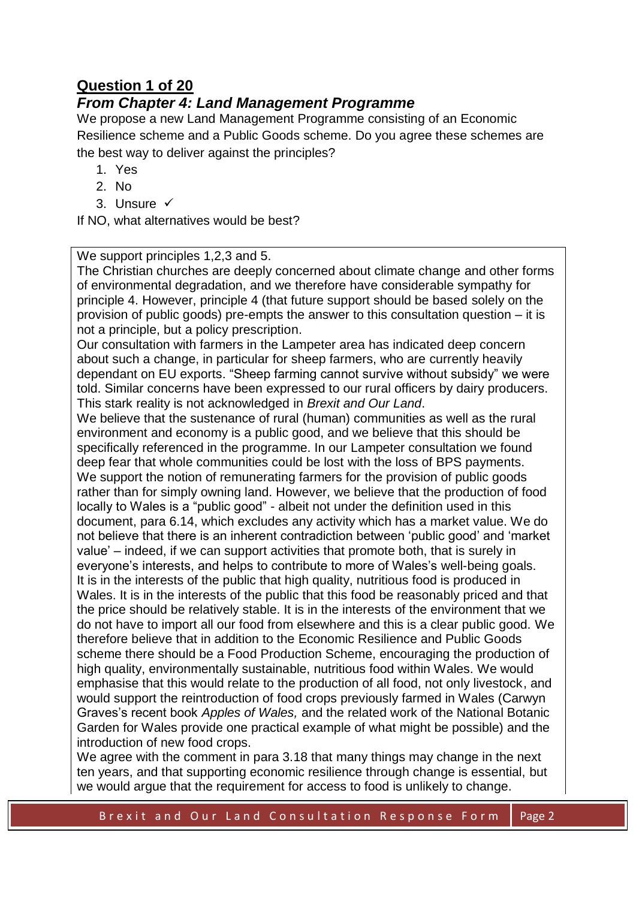## **Question 1 of 20**

### *From Chapter 4: Land Management Programme*

We propose a new Land Management Programme consisting of an Economic Resilience scheme and a Public Goods scheme. Do you agree these schemes are the best way to deliver against the principles?

1. Yes
2. No
3. Unsure ✓

If NO, what alternatives would be best?

We support principles 1,2,3 and 5.

The Christian churches are deeply concerned about climate change and other forms of environmental degradation, and we therefore have considerable sympathy for principle 4. However, principle 4 (that future support should be based solely on the provision of public goods) pre-empts the answer to this consultation question – it is not a principle, but a policy prescription.

Our consultation with farmers in the Lampeter area has indicated deep concern about such a change, in particular for sheep farmers, who are currently heavily dependant on EU exports. "Sheep farming cannot survive without subsidy" we were told. Similar concerns have been expressed to our rural officers by dairy producers. This stark reality is not acknowledged in *Brexit and Our Land*.

We believe that the sustenance of rural (human) communities as well as the rural environment and economy is a public good, and we believe that this should be specifically referenced in the programme. In our Lampeter consultation we found deep fear that whole communities could be lost with the loss of BPS payments.

We support the notion of remunerating farmers for the provision of public goods rather than for simply owning land. However, we believe that the production of food locally to Wales is a "public good" - albeit not under the definition used in this document, para 6.14, which excludes any activity which has a market value. We do not believe that there is an inherent contradiction between 'public good' and 'market value' – indeed, if we can support activities that promote both, that is surely in everyone's interests, and helps to contribute to more of Wales's well-being goals.

It is in the interests of the public that high quality, nutritious food is produced in Wales. It is in the interests of the public that this food be reasonably priced and that the price should be relatively stable. It is in the interests of the environment that we do not have to import all our food from elsewhere and this is a clear public good. We therefore believe that in addition to the Economic Resilience and Public Goods scheme there should be a Food Production Scheme, encouraging the production of high quality, environmentally sustainable, nutritious food within Wales. We would emphasise that this would relate to the production of all food, not only livestock, and would support the reintroduction of food crops previously farmed in Wales (Carwyn Graves's recent book *Apples of Wales,* and the related work of the National Botanic Garden for Wales provide one practical example of what might be possible) and the introduction of new food crops.

We agree with the comment in para 3.18 that many things may change in the next ten years, and that supporting economic resilience through change is essential, but we would argue that the requirement for access to food is unlikely to change.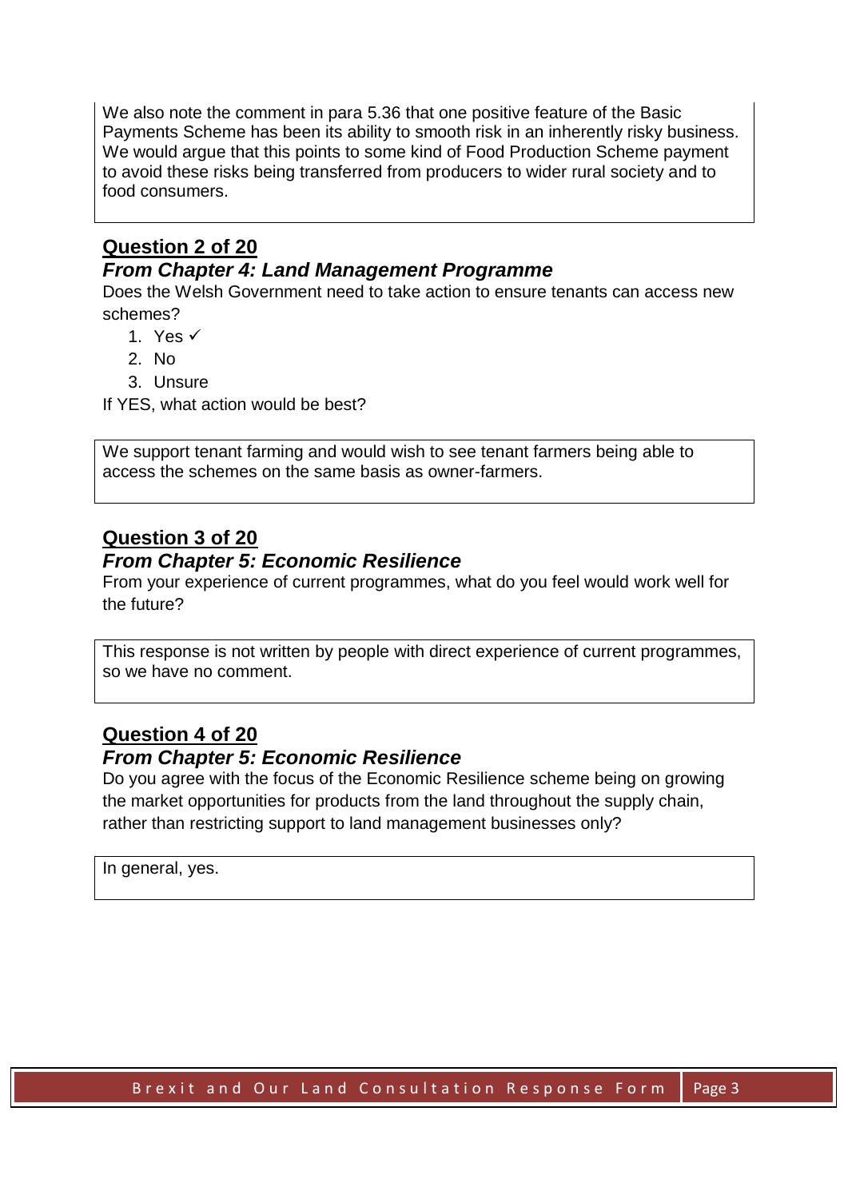We also note the comment in para 5.36 that one positive feature of the Basic Payments Scheme has been its ability to smooth risk in an inherently risky business. We would argue that this points to some kind of Food Production Scheme payment to avoid these risks being transferred from producers to wider rural society and to food consumers.

## Question 2 of 20

### *From Chapter 4: Land Management Programme*

Does the Welsh Government need to take action to ensure tenants can access new schemes?

1. Yes ✓
2. No
3. Unsure

If YES, what action would be best?

We support tenant farming and would wish to see tenant farmers being able to access the schemes on the same basis as owner-farmers.

## Question 3 of 20

### *From Chapter 5: Economic Resilience*

From your experience of current programmes, what do you feel would work well for the future?

This response is not written by people with direct experience of current programmes, so we have no comment.

## Question 4 of 20

### *From Chapter 5: Economic Resilience*

Do you agree with the focus of the Economic Resilience scheme being on growing the market opportunities for products from the land throughout the supply chain, rather than restricting support to land management businesses only?

In general, yes.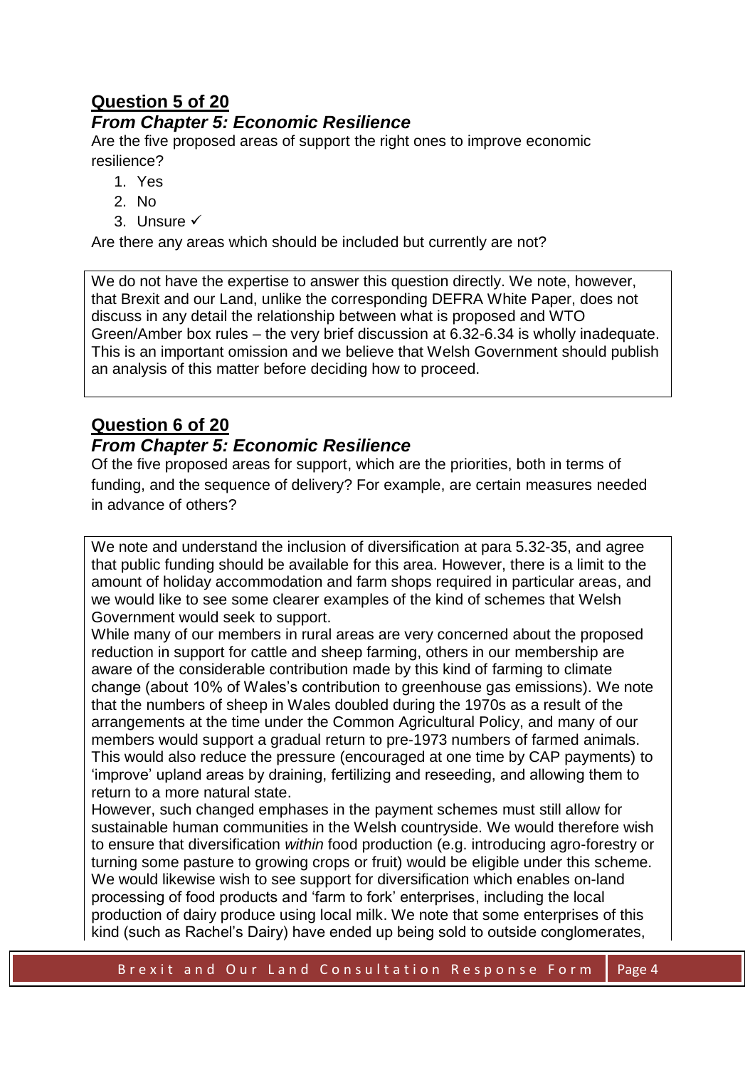## Question 5 of 20

### *From Chapter 5: Economic Resilience*

Are the five proposed areas of support the right ones to improve economic resilience?

1. Yes
2. No
3. Unsure ✓

Are there any areas which should be included but currently are not?

We do not have the expertise to answer this question directly. We note, however, that Brexit and our Land, unlike the corresponding DEFRA White Paper, does not discuss in any detail the relationship between what is proposed and WTO Green/Amber box rules – the very brief discussion at 6.32-6.34 is wholly inadequate. This is an important omission and we believe that Welsh Government should publish an analysis of this matter before deciding how to proceed.

## Question 6 of 20

### *From Chapter 5: Economic Resilience*

Of the five proposed areas for support, which are the priorities, both in terms of funding, and the sequence of delivery? For example, are certain measures needed in advance of others?

We note and understand the inclusion of diversification at para 5.32-35, and agree that public funding should be available for this area. However, there is a limit to the amount of holiday accommodation and farm shops required in particular areas, and we would like to see some clearer examples of the kind of schemes that Welsh Government would seek to support.

While many of our members in rural areas are very concerned about the proposed reduction in support for cattle and sheep farming, others in our membership are aware of the considerable contribution made by this kind of farming to climate change (about 10% of Wales's contribution to greenhouse gas emissions). We note that the numbers of sheep in Wales doubled during the 1970s as a result of the arrangements at the time under the Common Agricultural Policy, and many of our members would support a gradual return to pre-1973 numbers of farmed animals. This would also reduce the pressure (encouraged at one time by CAP payments) to 'improve' upland areas by draining, fertilizing and reseeding, and allowing them to return to a more natural state.

However, such changed emphases in the payment schemes must still allow for sustainable human communities in the Welsh countryside. We would therefore wish to ensure that diversification *within* food production (e.g. introducing agro-forestry or turning some pasture to growing crops or fruit) would be eligible under this scheme. We would likewise wish to see support for diversification which enables on-land processing of food products and 'farm to fork' enterprises, including the local production of dairy produce using local milk. We note that some enterprises of this kind (such as Rachel's Dairy) have ended up being sold to outside conglomerates,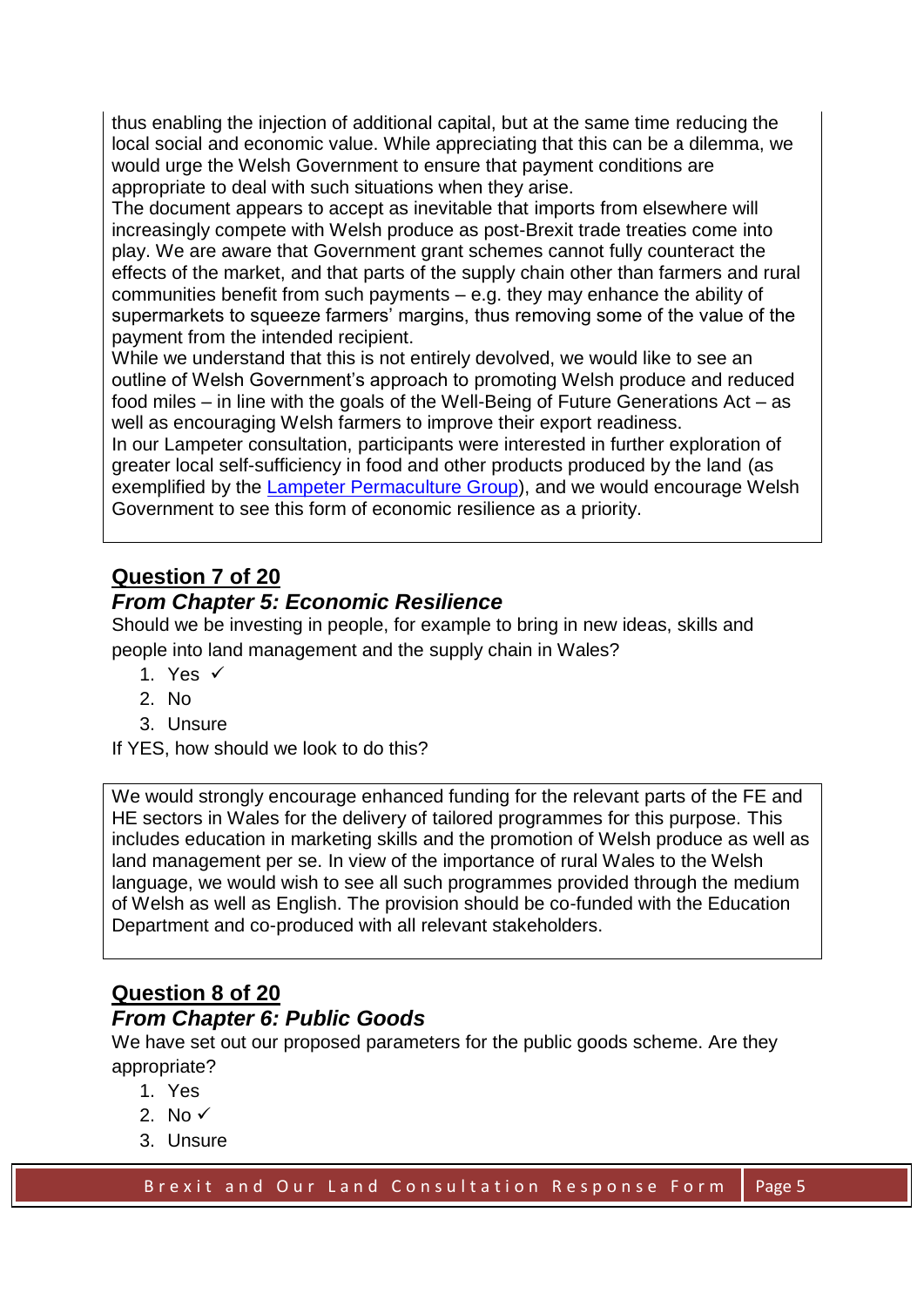thus enabling the injection of additional capital, but at the same time reducing the local social and economic value. While appreciating that this can be a dilemma, we would urge the Welsh Government to ensure that payment conditions are appropriate to deal with such situations when they arise.

The document appears to accept as inevitable that imports from elsewhere will increasingly compete with Welsh produce as post-Brexit trade treaties come into play. We are aware that Government grant schemes cannot fully counteract the effects of the market, and that parts of the supply chain other than farmers and rural communities benefit from such payments – e.g. they may enhance the ability of supermarkets to squeeze farmers' margins, thus removing some of the value of the payment from the intended recipient.

While we understand that this is not entirely devolved, we would like to see an outline of Welsh Government's approach to promoting Welsh produce and reduced food miles – in line with the goals of the Well-Being of Future Generations Act – as well as encouraging Welsh farmers to improve their export readiness.

In our Lampeter consultation, participants were interested in further exploration of greater local self-sufficiency in food and other products produced by the land (as exemplified by the [Lampeter Permaculture Group]), and we would encourage Welsh Government to see this form of economic resilience as a priority.

## Question 7 of 20

### *From Chapter 5: Economic Resilience*

Should we be investing in people, for example to bring in new ideas, skills and people into land management and the supply chain in Wales?

1. Yes ✓
2. No
3. Unsure

If YES, how should we look to do this?

We would strongly encourage enhanced funding for the relevant parts of the FE and HE sectors in Wales for the delivery of tailored programmes for this purpose. This includes education in marketing skills and the promotion of Welsh produce as well as land management per se. In view of the importance of rural Wales to the Welsh language, we would wish to see all such programmes provided through the medium of Welsh as well as English. The provision should be co-funded with the Education Department and co-produced with all relevant stakeholders.

## Question 8 of 20

### *From Chapter 6: Public Goods*

We have set out our proposed parameters for the public goods scheme. Are they appropriate?

1. Yes
2. No ✓
3. Unsure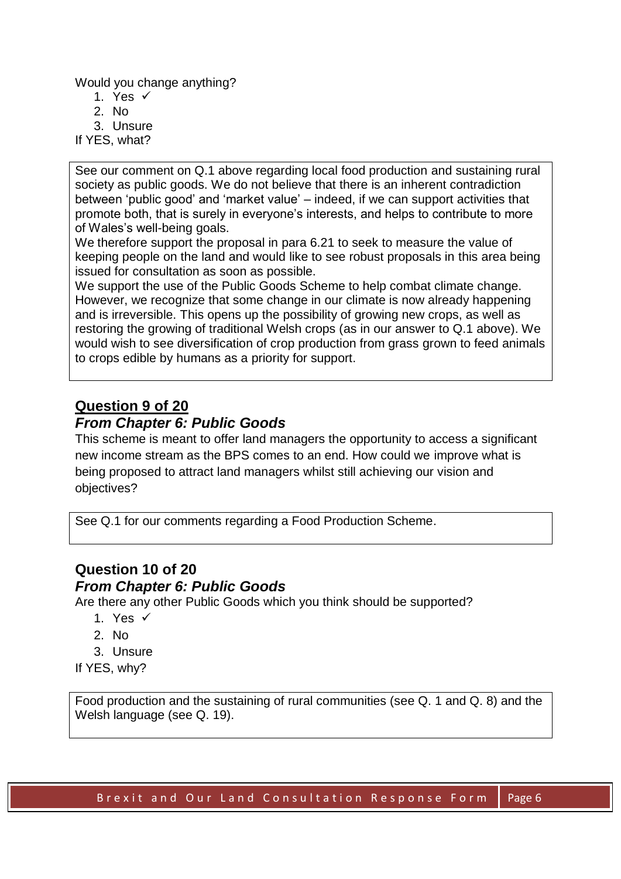Would you change anything?

1. Yes ✓
2. No
3. Unsure

If YES, what?

See our comment on Q.1 above regarding local food production and sustaining rural society as public goods. We do not believe that there is an inherent contradiction between 'public good' and 'market value' – indeed, if we can support activities that promote both, that is surely in everyone's interests, and helps to contribute to more of Wales's well-being goals.
We therefore support the proposal in para 6.21 to seek to measure the value of keeping people on the land and would like to see robust proposals in this area being issued for consultation as soon as possible.
We support the use of the Public Goods Scheme to help combat climate change. However, we recognize that some change in our climate is now already happening and is irreversible. This opens up the possibility of growing new crops, as well as restoring the growing of traditional Welsh crops (as in our answer to Q.1 above). We would wish to see diversification of crop production from grass grown to feed animals to crops edible by humans as a priority for support.

## Question 9 of 20

### *From Chapter 6: Public Goods*

This scheme is meant to offer land managers the opportunity to access a significant new income stream as the BPS comes to an end. How could we improve what is being proposed to attract land managers whilst still achieving our vision and objectives?

See Q.1 for our comments regarding a Food Production Scheme.

## Question 10 of 20

### *From Chapter 6: Public Goods*

Are there any other Public Goods which you think should be supported?

1. Yes ✓
2. No
3. Unsure

If YES, why?

Food production and the sustaining of rural communities (see Q. 1 and Q. 8) and the Welsh language (see Q. 19).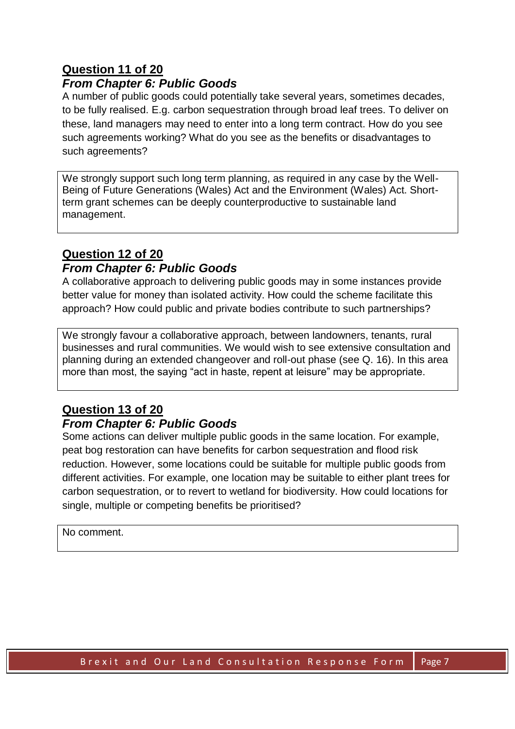## Question 11 of 20

### *From Chapter 6: Public Goods*

A number of public goods could potentially take several years, sometimes decades, to be fully realised. E.g. carbon sequestration through broad leaf trees. To deliver on these, land managers may need to enter into a long term contract. How do you see such agreements working? What do you see as the benefits or disadvantages to such agreements?

> We strongly support such long term planning, as required in any case by the Well-Being of Future Generations (Wales) Act and the Environment (Wales) Act. Short-term grant schemes can be deeply counterproductive to sustainable land management.

## Question 12 of 20

### *From Chapter 6: Public Goods*

A collaborative approach to delivering public goods may in some instances provide better value for money than isolated activity. How could the scheme facilitate this approach? How could public and private bodies contribute to such partnerships?

> We strongly favour a collaborative approach, between landowners, tenants, rural businesses and rural communities. We would wish to see extensive consultation and planning during an extended changeover and roll-out phase (see Q. 16). In this area more than most, the saying "act in haste, repent at leisure" may be appropriate.

## Question 13 of 20

### *From Chapter 6: Public Goods*

Some actions can deliver multiple public goods in the same location. For example, peat bog restoration can have benefits for carbon sequestration and flood risk reduction. However, some locations could be suitable for multiple public goods from different activities. For example, one location may be suitable to either plant trees for carbon sequestration, or to revert to wetland for biodiversity. How could locations for single, multiple or competing benefits be prioritised?

> No comment.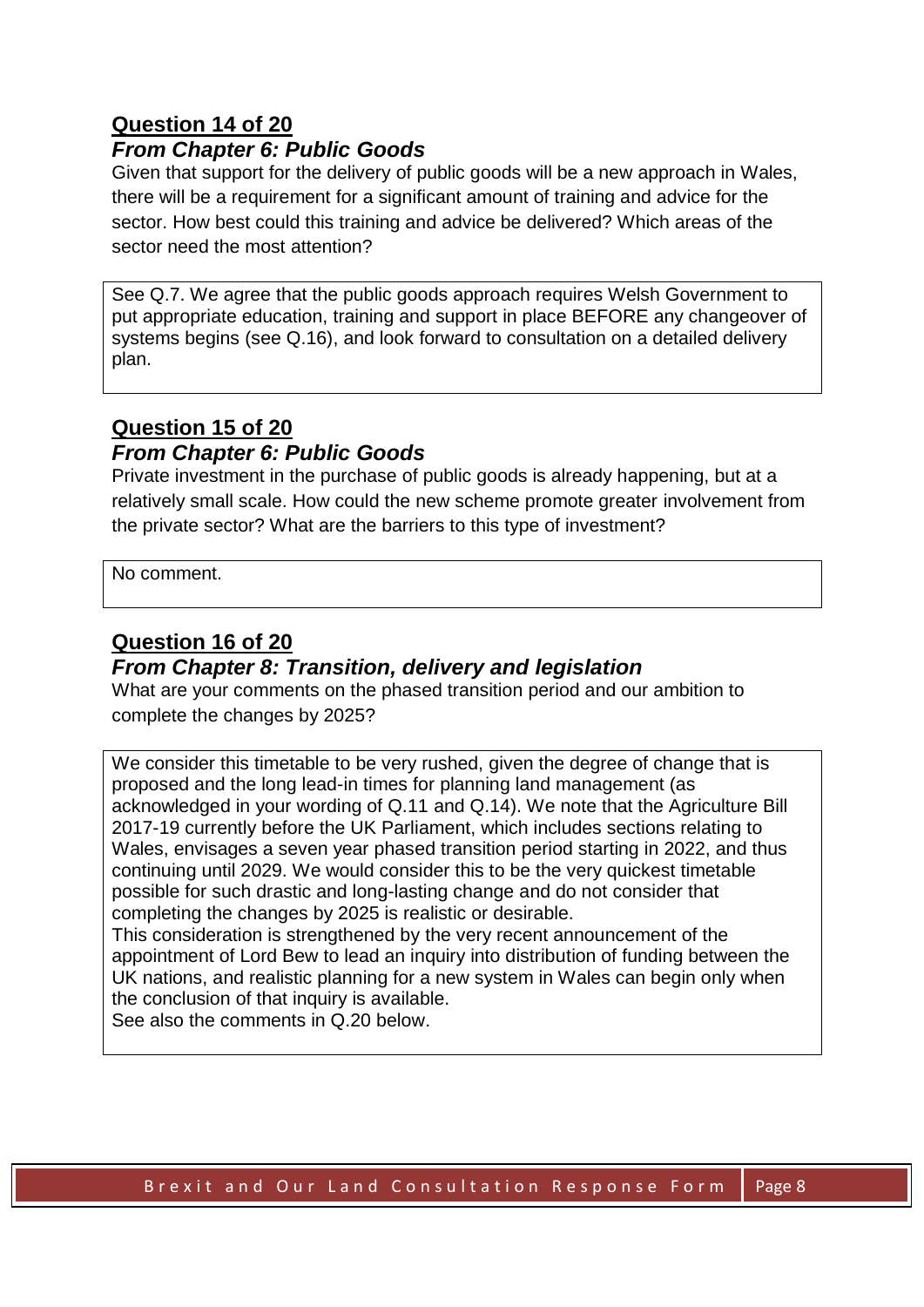## Question 14 of 20

### *From Chapter 6: Public Goods*

Given that support for the delivery of public goods will be a new approach in Wales, there will be a requirement for a significant amount of training and advice for the sector. How best could this training and advice be delivered? Which areas of the sector need the most attention?

> See Q.7. We agree that the public goods approach requires Welsh Government to put appropriate education, training and support in place BEFORE any changeover of systems begins (see Q.16), and look forward to consultation on a detailed delivery plan.

## Question 15 of 20

### *From Chapter 6: Public Goods*

Private investment in the purchase of public goods is already happening, but at a relatively small scale. How could the new scheme promote greater involvement from the private sector? What are the barriers to this type of investment?

> No comment.

## Question 16 of 20

### *From Chapter 8: Transition, delivery and legislation*

What are your comments on the phased transition period and our ambition to complete the changes by 2025?

> We consider this timetable to be very rushed, given the degree of change that is proposed and the long lead-in times for planning land management (as acknowledged in your wording of Q.11 and Q.14). We note that the Agriculture Bill 2017-19 currently before the UK Parliament, which includes sections relating to Wales, envisages a seven year phased transition period starting in 2022, and thus continuing until 2029. We would consider this to be the very quickest timetable possible for such drastic and long-lasting change and do not consider that completing the changes by 2025 is realistic or desirable.
>
> This consideration is strengthened by the very recent announcement of the appointment of Lord Bew to lead an inquiry into distribution of funding between the UK nations, and realistic planning for a new system in Wales can begin only when the conclusion of that inquiry is available.
>
> See also the comments in Q.20 below.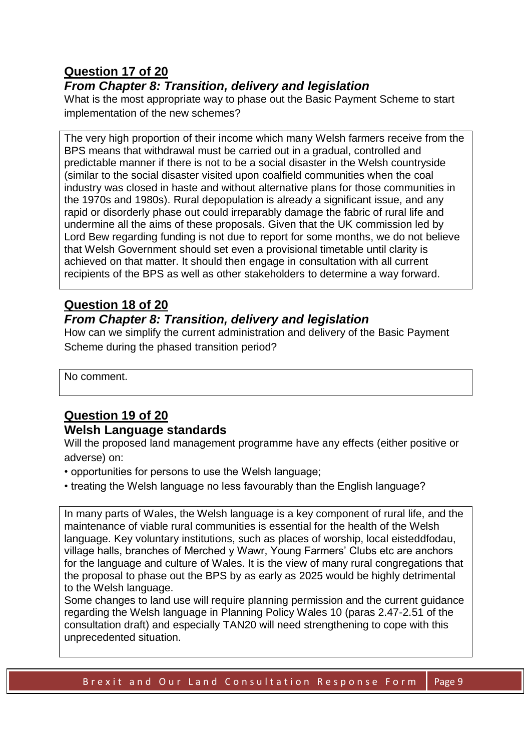## Question 17 of 20

### *From Chapter 8: Transition, delivery and legislation*

What is the most appropriate way to phase out the Basic Payment Scheme to start implementation of the new schemes?

The very high proportion of their income which many Welsh farmers receive from the BPS means that withdrawal must be carried out in a gradual, controlled and predictable manner if there is not to be a social disaster in the Welsh countryside (similar to the social disaster visited upon coalfield communities when the coal industry was closed in haste and without alternative plans for those communities in the 1970s and 1980s). Rural depopulation is already a significant issue, and any rapid or disorderly phase out could irreparably damage the fabric of rural life and undermine all the aims of these proposals. Given that the UK commission led by Lord Bew regarding funding is not due to report for some months, we do not believe that Welsh Government should set even a provisional timetable until clarity is achieved on that matter. It should then engage in consultation with all current recipients of the BPS as well as other stakeholders to determine a way forward.

## Question 18 of 20

### *From Chapter 8: Transition, delivery and legislation*

How can we simplify the current administration and delivery of the Basic Payment Scheme during the phased transition period?

No comment.

## Question 19 of 20

### Welsh Language standards

Will the proposed land management programme have any effects (either positive or adverse) on:

- opportunities for persons to use the Welsh language;
- treating the Welsh language no less favourably than the English language?

In many parts of Wales, the Welsh language is a key component of rural life, and the maintenance of viable rural communities is essential for the health of the Welsh language. Key voluntary institutions, such as places of worship, local eisteddfodau, village halls, branches of Merched y Wawr, Young Farmers' Clubs etc are anchors for the language and culture of Wales. It is the view of many rural congregations that the proposal to phase out the BPS by as early as 2025 would be highly detrimental to the Welsh language.

Some changes to land use will require planning permission and the current guidance regarding the Welsh language in Planning Policy Wales 10 (paras 2.47-2.51 of the consultation draft) and especially TAN20 will need strengthening to cope with this unprecedented situation.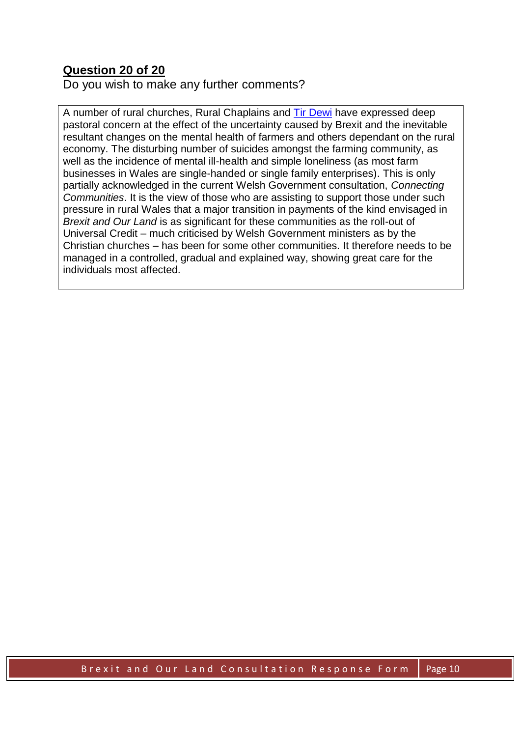**Question 20 of 20**

Do you wish to make any further comments?

A number of rural churches, Rural Chaplains and [Tir Dewi] have expressed deep pastoral concern at the effect of the uncertainty caused by Brexit and the inevitable resultant changes on the mental health of farmers and others dependant on the rural economy. The disturbing number of suicides amongst the farming community, as well as the incidence of mental ill-health and simple loneliness (as most farm businesses in Wales are single-handed or single family enterprises). This is only partially acknowledged in the current Welsh Government consultation, *Connecting Communities*. It is the view of those who are assisting to support those under such pressure in rural Wales that a major transition in payments of the kind envisaged in *Brexit and Our Land* is as significant for these communities as the roll-out of Universal Credit – much criticised by Welsh Government ministers as by the Christian churches – has been for some other communities. It therefore needs to be managed in a controlled, gradual and explained way, showing great care for the individuals most affected.